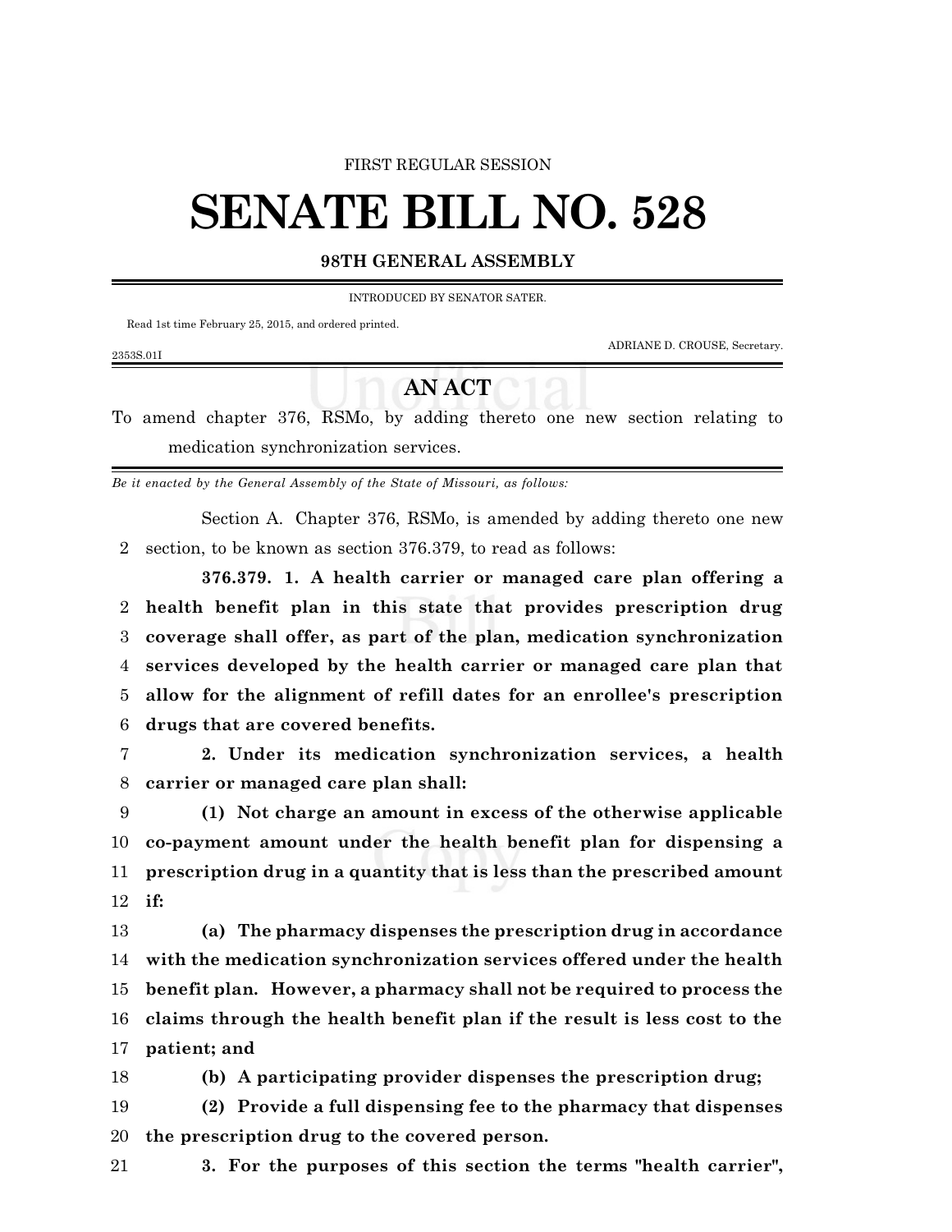FIRST REGULAR SESSION

# SENATE BILL NO. 528

## 98TH GENERAL ASSEMBLY

INTRODUCED BY SENATOR SATER.

Read 1st time February 25, 2015, and ordered printed.

ADRIANE D. CROUSE, Secretary.

2353S.01I

## AN ACT

To amend chapter 376, RSMo, by adding thereto one new section relating to medication synchronization services.

*Be it enacted by the General Assembly of the State of Missouri, as follows:*

Section A. Chapter 376, RSMo, is amended by adding thereto one new section, to be known as section 376.379, to read as follows:

**376.379. 1. A health carrier or managed care plan offering a health benefit plan in this state that provides prescription drug coverage shall offer, as part of the plan, medication synchronization services developed by the health carrier or managed care plan that allow for the alignment of refill dates for an enrollee's prescription drugs that are covered benefits.**

**2. Under its medication synchronization services, a health carrier or managed care plan shall:**

**(1) Not charge an amount in excess of the otherwise applicable co-payment amount under the health benefit plan for dispensing a prescription drug in a quantity that is less than the prescribed amount if:**

**(a) The pharmacy dispenses the prescription drug in accordance with the medication synchronization services offered under the health benefit plan. However, a pharmacy shall not be required to process the claims through the health benefit plan if the result is less cost to the patient; and**

**(b) A participating provider dispenses the prescription drug;**

**(2) Provide a full dispensing fee to the pharmacy that dispenses the prescription drug to the covered person.**

**3. For the purposes of this section the terms "health carrier",**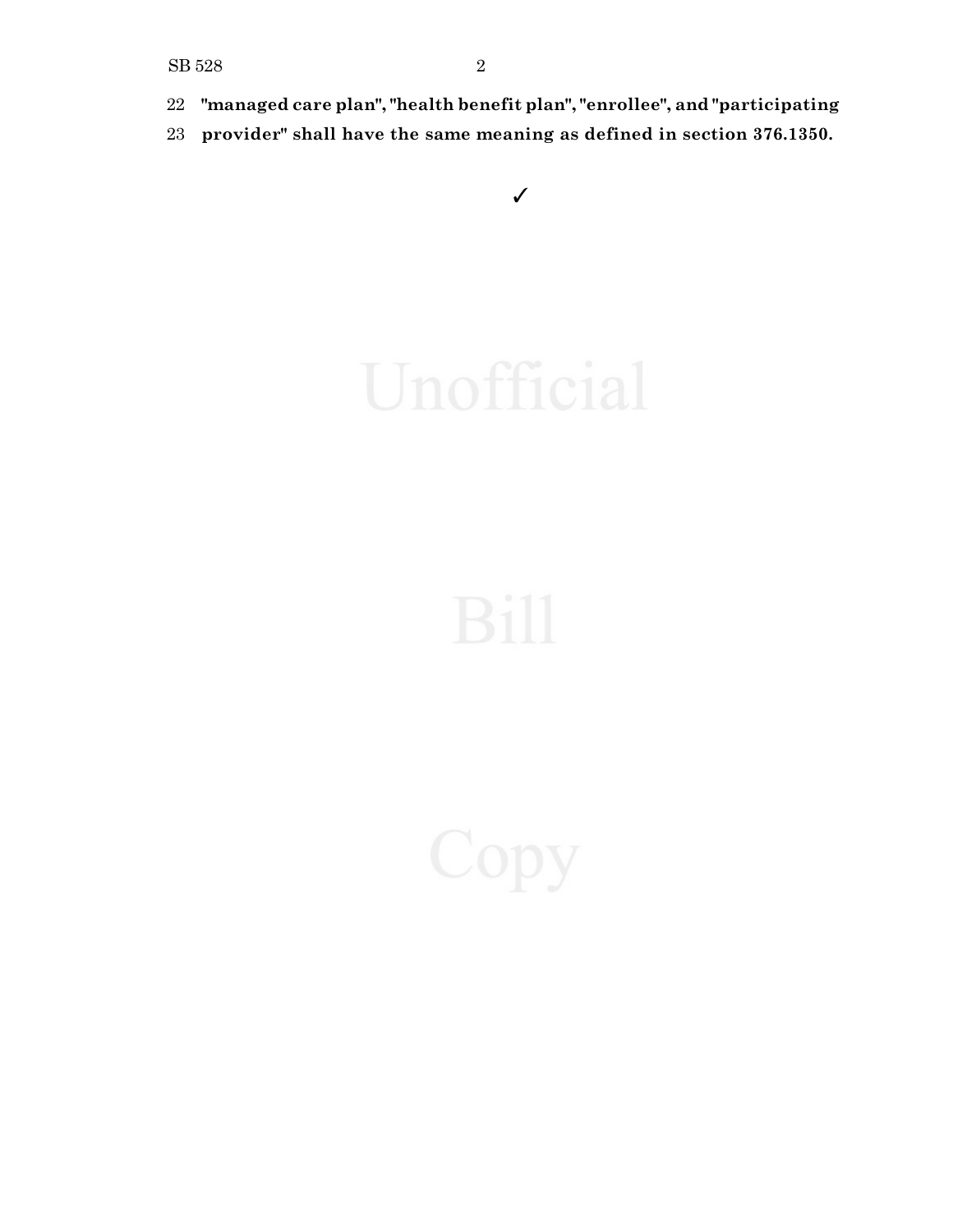**"managed care plan", "health benefit plan", "enrollee", and "participating provider" shall have the same meaning as defined in section 376.1350.**

✓